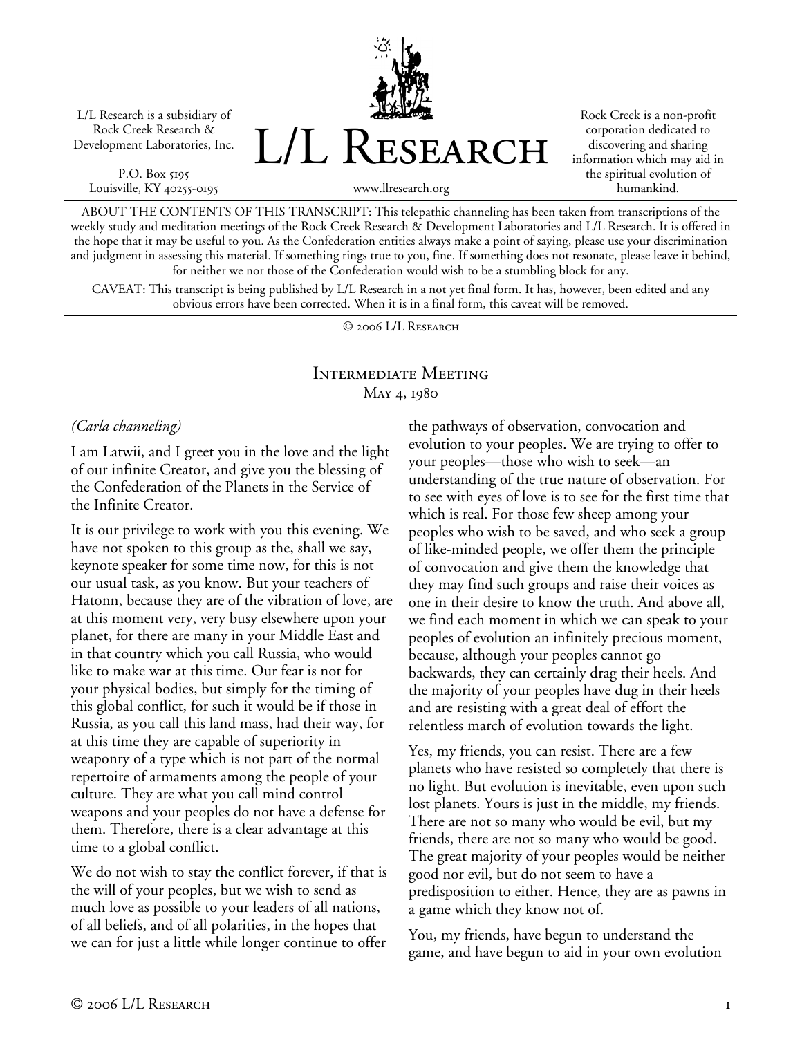L/L Research is a subsidiary of Rock Creek Research & Development Laboratories, Inc.

P.O. Box 5195
Louisville, KY 40255-0195

# L/L Research

www.llresearch.org

Rock Creek is a non-profit corporation dedicated to discovering and sharing information which may aid in the spiritual evolution of humankind.

ABOUT THE CONTENTS OF THIS TRANSCRIPT: This telepathic channeling has been taken from transcriptions of the weekly study and meditation meetings of the Rock Creek Research & Development Laboratories and L/L Research. It is offered in the hope that it may be useful to you. As the Confederation entities always make a point of saying, please use your discrimination and judgment in assessing this material. If something rings true to you, fine. If something does not resonate, please leave it behind, for neither we nor those of the Confederation would wish to be a stumbling block for any.

CAVEAT: This transcript is being published by L/L Research in a not yet final form. It has, however, been edited and any obvious errors have been corrected. When it is in a final form, this caveat will be removed.

© 2006 L/L Research

## Intermediate Meeting
### May 4, 1980

*(Carla channeling)*

I am Latwii, and I greet you in the love and the light of our infinite Creator, and give you the blessing of the Confederation of the Planets in the Service of the Infinite Creator.

It is our privilege to work with you this evening. We have not spoken to this group as the, shall we say, keynote speaker for some time now, for this is not our usual task, as you know. But your teachers of Hatonn, because they are of the vibration of love, are at this moment very, very busy elsewhere upon your planet, for there are many in your Middle East and in that country which you call Russia, who would like to make war at this time. Our fear is not for your physical bodies, but simply for the timing of this global conflict, for such it would be if those in Russia, as you call this land mass, had their way, for at this time they are capable of superiority in weaponry of a type which is not part of the normal repertoire of armaments among the people of your culture. They are what you call mind control weapons and your peoples do not have a defense for them. Therefore, there is a clear advantage at this time to a global conflict.

We do not wish to stay the conflict forever, if that is the will of your peoples, but we wish to send as much love as possible to your leaders of all nations, of all beliefs, and of all polarities, in the hopes that we can for just a little while longer continue to offer the pathways of observation, convocation and evolution to your peoples. We are trying to offer to your peoples—those who wish to seek—an understanding of the true nature of observation. For to see with eyes of love is to see for the first time that which is real. For those few sheep among your peoples who wish to be saved, and who seek a group of like-minded people, we offer them the principle of convocation and give them the knowledge that they may find such groups and raise their voices as one in their desire to know the truth. And above all, we find each moment in which we can speak to your peoples of evolution an infinitely precious moment, because, although your peoples cannot go backwards, they can certainly drag their heels. And the majority of your peoples have dug in their heels and are resisting with a great deal of effort the relentless march of evolution towards the light.

Yes, my friends, you can resist. There are a few planets who have resisted so completely that there is no light. But evolution is inevitable, even upon such lost planets. Yours is just in the middle, my friends. There are not so many who would be evil, but my friends, there are not so many who would be good. The great majority of your peoples would be neither good nor evil, but do not seem to have a predisposition to either. Hence, they are as pawns in a game which they know not of.

You, my friends, have begun to understand the game, and have begun to aid in your own evolution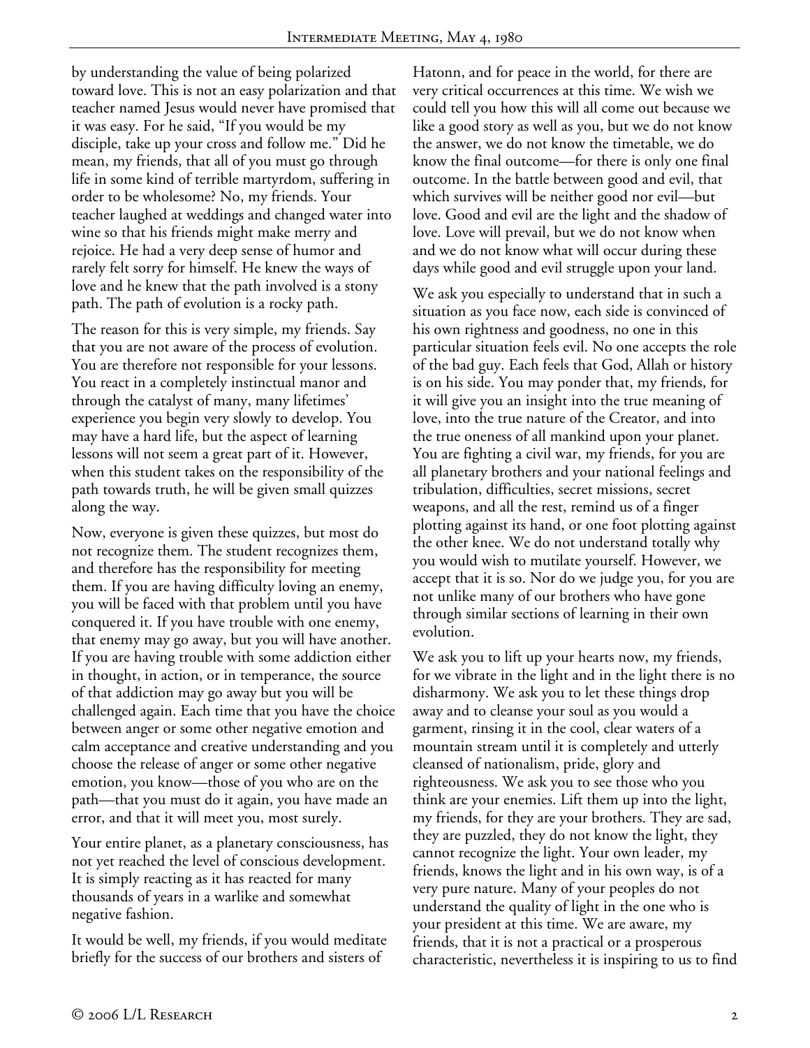by understanding the value of being polarized toward love. This is not an easy polarization and that teacher named Jesus would never have promised that it was easy. For he said, "If you would be my disciple, take up your cross and follow me." Did he mean, my friends, that all of you must go through life in some kind of terrible martyrdom, suffering in order to be wholesome? No, my friends. Your teacher laughed at weddings and changed water into wine so that his friends might make merry and rejoice. He had a very deep sense of humor and rarely felt sorry for himself. He knew the ways of love and he knew that the path involved is a stony path. The path of evolution is a rocky path.

The reason for this is very simple, my friends. Say that you are not aware of the process of evolution. You are therefore not responsible for your lessons. You react in a completely instinctual manor and through the catalyst of many, many lifetimes' experience you begin very slowly to develop. You may have a hard life, but the aspect of learning lessons will not seem a great part of it. However, when this student takes on the responsibility of the path towards truth, he will be given small quizzes along the way.

Now, everyone is given these quizzes, but most do not recognize them. The student recognizes them, and therefore has the responsibility for meeting them. If you are having difficulty loving an enemy, you will be faced with that problem until you have conquered it. If you have trouble with one enemy, that enemy may go away, but you will have another. If you are having trouble with some addiction either in thought, in action, or in temperance, the source of that addiction may go away but you will be challenged again. Each time that you have the choice between anger or some other negative emotion and calm acceptance and creative understanding and you choose the release of anger or some other negative emotion, you know—those of you who are on the path—that you must do it again, you have made an error, and that it will meet you, most surely.

Your entire planet, as a planetary consciousness, has not yet reached the level of conscious development. It is simply reacting as it has reacted for many thousands of years in a warlike and somewhat negative fashion.

It would be well, my friends, if you would meditate briefly for the success of our brothers and sisters of Hatonn, and for peace in the world, for there are very critical occurrences at this time. We wish we could tell you how this will all come out because we like a good story as well as you, but we do not know the answer, we do not know the timetable, we do know the final outcome—for there is only one final outcome. In the battle between good and evil, that which survives will be neither good nor evil—but love. Good and evil are the light and the shadow of love. Love will prevail, but we do not know when and we do not know what will occur during these days while good and evil struggle upon your land.

We ask you especially to understand that in such a situation as you face now, each side is convinced of his own rightness and goodness, no one in this particular situation feels evil. No one accepts the role of the bad guy. Each feels that God, Allah or history is on his side. You may ponder that, my friends, for it will give you an insight into the true meaning of love, into the true nature of the Creator, and into the true oneness of all mankind upon your planet. You are fighting a civil war, my friends, for you are all planetary brothers and your national feelings and tribulation, difficulties, secret missions, secret weapons, and all the rest, remind us of a finger plotting against its hand, or one foot plotting against the other knee. We do not understand totally why you would wish to mutilate yourself. However, we accept that it is so. Nor do we judge you, for you are not unlike many of our brothers who have gone through similar sections of learning in their own evolution.

We ask you to lift up your hearts now, my friends, for we vibrate in the light and in the light there is no disharmony. We ask you to let these things drop away and to cleanse your soul as you would a garment, rinsing it in the cool, clear waters of a mountain stream until it is completely and utterly cleansed of nationalism, pride, glory and righteousness. We ask you to see those who you think are your enemies. Lift them up into the light, my friends, for they are your brothers. They are sad, they are puzzled, they do not know the light, they cannot recognize the light. Your own leader, my friends, knows the light and in his own way, is of a very pure nature. Many of your peoples do not understand the quality of light in the one who is your president at this time. We are aware, my friends, that it is not a practical or a prosperous characteristic, nevertheless it is inspiring to us to find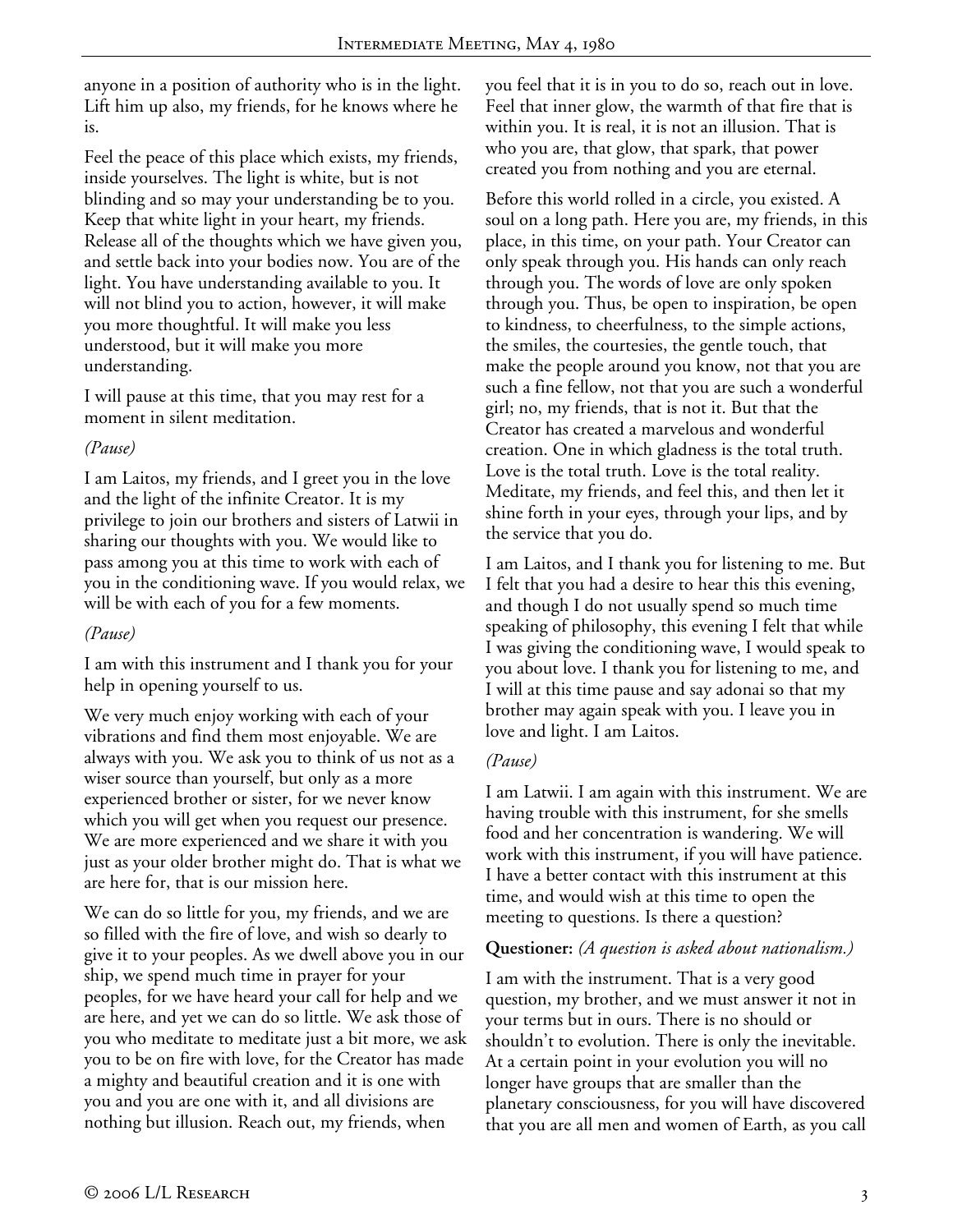anyone in a position of authority who is in the light. Lift him up also, my friends, for he knows where he is.

Feel the peace of this place which exists, my friends, inside yourselves. The light is white, but is not blinding and so may your understanding be to you. Keep that white light in your heart, my friends. Release all of the thoughts which we have given you, and settle back into your bodies now. You are of the light. You have understanding available to you. It will not blind you to action, however, it will make you more thoughtful. It will make you less understood, but it will make you more understanding.

I will pause at this time, that you may rest for a moment in silent meditation.

*(Pause)*

I am Laitos, my friends, and I greet you in the love and the light of the infinite Creator. It is my privilege to join our brothers and sisters of Latwii in sharing our thoughts with you. We would like to pass among you at this time to work with each of you in the conditioning wave. If you would relax, we will be with each of you for a few moments.

*(Pause)*

I am with this instrument and I thank you for your help in opening yourself to us.

We very much enjoy working with each of your vibrations and find them most enjoyable. We are always with you. We ask you to think of us not as a wiser source than yourself, but only as a more experienced brother or sister, for we never know which you will get when you request our presence. We are more experienced and we share it with you just as your older brother might do. That is what we are here for, that is our mission here.

We can do so little for you, my friends, and we are so filled with the fire of love, and wish so dearly to give it to your peoples. As we dwell above you in our ship, we spend much time in prayer for your peoples, for we have heard your call for help and we are here, and yet we can do so little. We ask those of you who meditate to meditate just a bit more, we ask you to be on fire with love, for the Creator has made a mighty and beautiful creation and it is one with you and you are one with it, and all divisions are nothing but illusion. Reach out, my friends, when you feel that it is in you to do so, reach out in love. Feel that inner glow, the warmth of that fire that is within you. It is real, it is not an illusion. That is who you are, that glow, that spark, that power created you from nothing and you are eternal.

Before this world rolled in a circle, you existed. A soul on a long path. Here you are, my friends, in this place, in this time, on your path. Your Creator can only speak through you. His hands can only reach through you. The words of love are only spoken through you. Thus, be open to inspiration, be open to kindness, to cheerfulness, to the simple actions, the smiles, the courtesies, the gentle touch, that make the people around you know, not that you are such a fine fellow, not that you are such a wonderful girl; no, my friends, that is not it. But that the Creator has created a marvelous and wonderful creation. One in which gladness is the total truth. Love is the total truth. Love is the total reality. Meditate, my friends, and feel this, and then let it shine forth in your eyes, through your lips, and by the service that you do.

I am Laitos, and I thank you for listening to me. But I felt that you had a desire to hear this this evening, and though I do not usually spend so much time speaking of philosophy, this evening I felt that while I was giving the conditioning wave, I would speak to you about love. I thank you for listening to me, and I will at this time pause and say adonai so that my brother may again speak with you. I leave you in love and light. I am Laitos.

*(Pause)*

I am Latwii. I am again with this instrument. We are having trouble with this instrument, for she smells food and her concentration is wandering. We will work with this instrument, if you will have patience. I have a better contact with this instrument at this time, and would wish at this time to open the meeting to questions. Is there a question?

**Questioner:** *(A question is asked about nationalism.)*

I am with the instrument. That is a very good question, my brother, and we must answer it not in your terms but in ours. There is no should or shouldn't to evolution. There is only the inevitable. At a certain point in your evolution you will no longer have groups that are smaller than the planetary consciousness, for you will have discovered that you are all men and women of Earth, as you call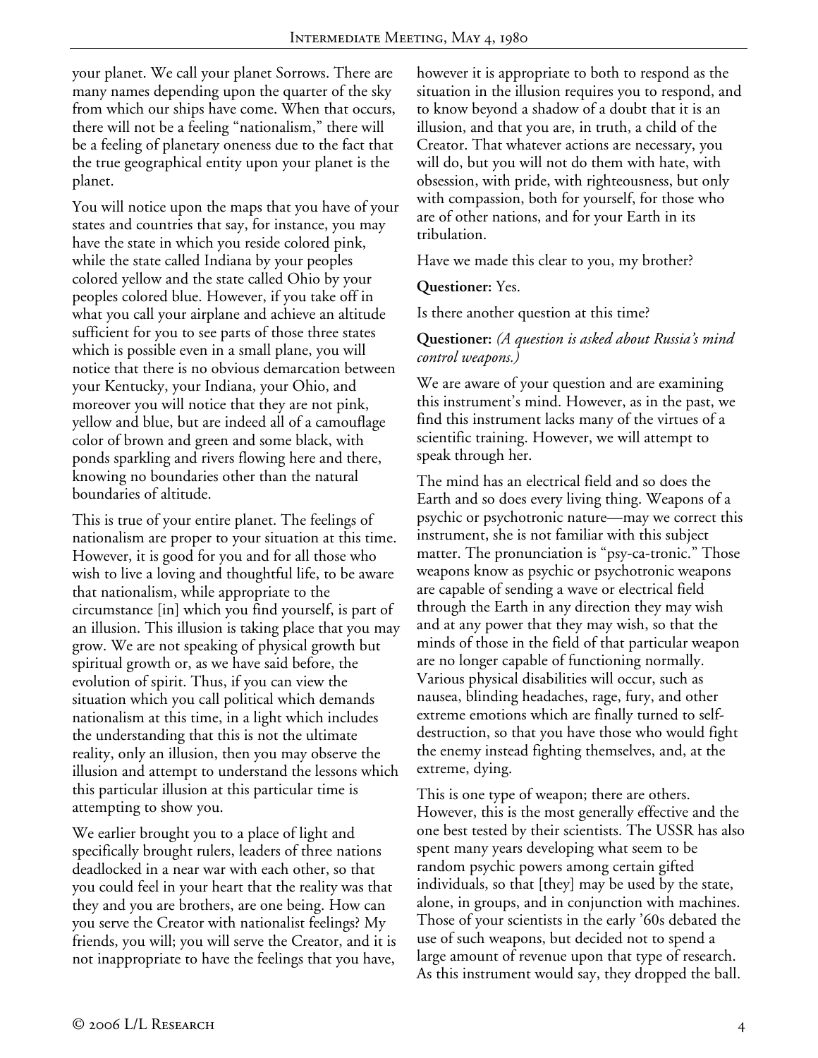your planet. We call your planet Sorrows. There are many names depending upon the quarter of the sky from which our ships have come. When that occurs, there will not be a feeling "nationalism," there will be a feeling of planetary oneness due to the fact that the true geographical entity upon your planet is the planet.

You will notice upon the maps that you have of your states and countries that say, for instance, you may have the state in which you reside colored pink, while the state called Indiana by your peoples colored yellow and the state called Ohio by your peoples colored blue. However, if you take off in what you call your airplane and achieve an altitude sufficient for you to see parts of those three states which is possible even in a small plane, you will notice that there is no obvious demarcation between your Kentucky, your Indiana, your Ohio, and moreover you will notice that they are not pink, yellow and blue, but are indeed all of a camouflage color of brown and green and some black, with ponds sparkling and rivers flowing here and there, knowing no boundaries other than the natural boundaries of altitude.

This is true of your entire planet. The feelings of nationalism are proper to your situation at this time. However, it is good for you and for all those who wish to live a loving and thoughtful life, to be aware that nationalism, while appropriate to the circumstance [in] which you find yourself, is part of an illusion. This illusion is taking place that you may grow. We are not speaking of physical growth but spiritual growth or, as we have said before, the evolution of spirit. Thus, if you can view the situation which you call political which demands nationalism at this time, in a light which includes the understanding that this is not the ultimate reality, only an illusion, then you may observe the illusion and attempt to understand the lessons which this particular illusion at this particular time is attempting to show you.

We earlier brought you to a place of light and specifically brought rulers, leaders of three nations deadlocked in a near war with each other, so that you could feel in your heart that the reality was that they and you are brothers, are one being. How can you serve the Creator with nationalist feelings? My friends, you will; you will serve the Creator, and it is not inappropriate to have the feelings that you have, however it is appropriate to both to respond as the situation in the illusion requires you to respond, and to know beyond a shadow of a doubt that it is an illusion, and that you are, in truth, a child of the Creator. That whatever actions are necessary, you will do, but you will not do them with hate, with obsession, with pride, with righteousness, but only with compassion, both for yourself, for those who are of other nations, and for your Earth in its tribulation.

Have we made this clear to you, my brother?

**Questioner:** Yes.

Is there another question at this time?

**Questioner:** *(A question is asked about Russia's mind control weapons.)*

We are aware of your question and are examining this instrument's mind. However, as in the past, we find this instrument lacks many of the virtues of a scientific training. However, we will attempt to speak through her.

The mind has an electrical field and so does the Earth and so does every living thing. Weapons of a psychic or psychotronic nature—may we correct this instrument, she is not familiar with this subject matter. The pronunciation is "psy-ca-tronic." Those weapons know as psychic or psychotronic weapons are capable of sending a wave or electrical field through the Earth in any direction they may wish and at any power that they may wish, so that the minds of those in the field of that particular weapon are no longer capable of functioning normally. Various physical disabilities will occur, such as nausea, blinding headaches, rage, fury, and other extreme emotions which are finally turned to self-destruction, so that you have those who would fight the enemy instead fighting themselves, and, at the extreme, dying.

This is one type of weapon; there are others. However, this is the most generally effective and the one best tested by their scientists. The USSR has also spent many years developing what seem to be random psychic powers among certain gifted individuals, so that [they] may be used by the state, alone, in groups, and in conjunction with machines. Those of your scientists in the early '60s debated the use of such weapons, but decided not to spend a large amount of revenue upon that type of research. As this instrument would say, they dropped the ball.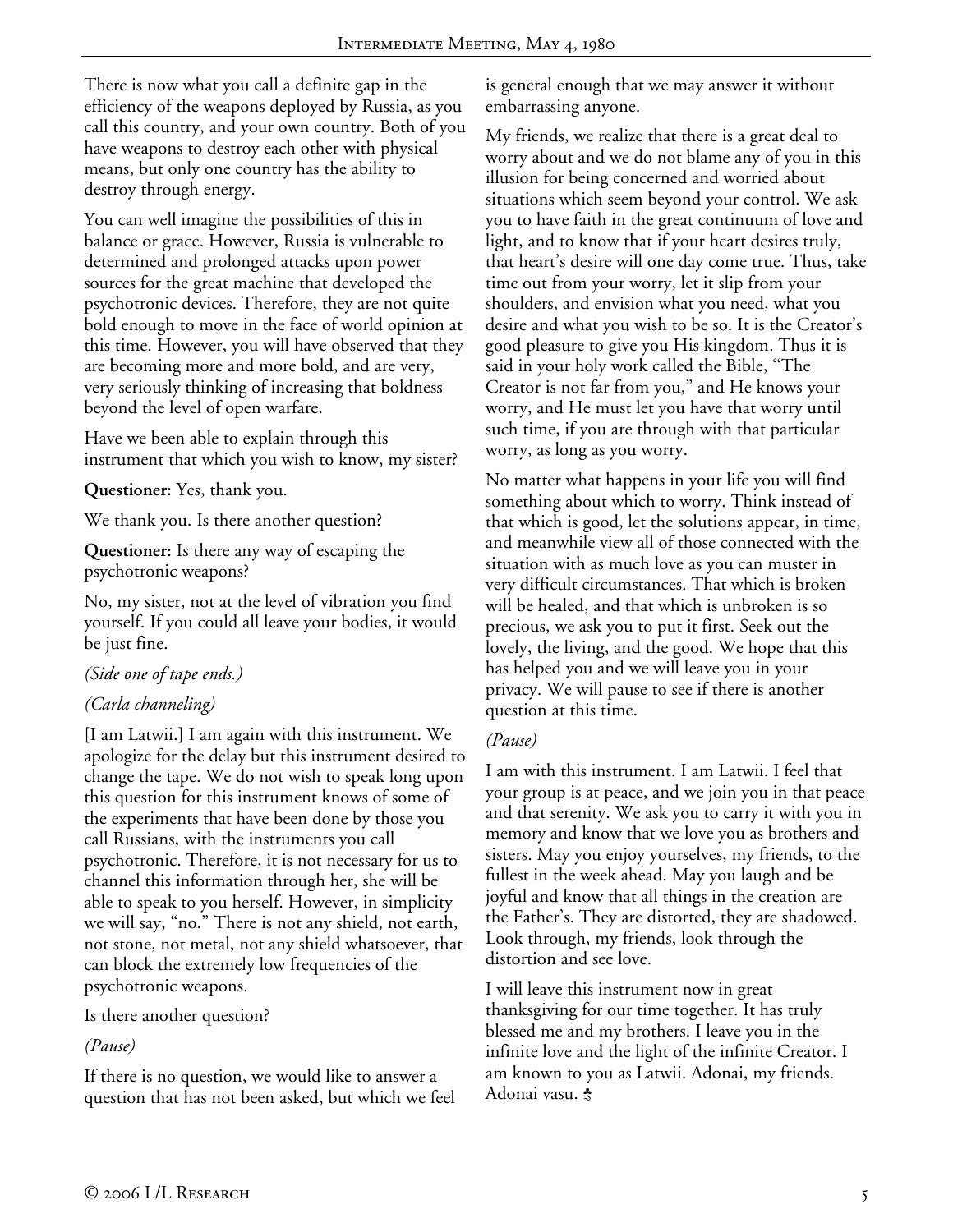There is now what you call a definite gap in the efficiency of the weapons deployed by Russia, as you call this country, and your own country. Both of you have weapons to destroy each other with physical means, but only one country has the ability to destroy through energy.

You can well imagine the possibilities of this in balance or grace. However, Russia is vulnerable to determined and prolonged attacks upon power sources for the great machine that developed the psychotronic devices. Therefore, they are not quite bold enough to move in the face of world opinion at this time. However, you will have observed that they are becoming more and more bold, and are very, very seriously thinking of increasing that boldness beyond the level of open warfare.

Have we been able to explain through this instrument that which you wish to know, my sister?

**Questioner:** Yes, thank you.

We thank you. Is there another question?

**Questioner:** Is there any way of escaping the psychotronic weapons?

No, my sister, not at the level of vibration you find yourself. If you could all leave your bodies, it would be just fine.

*(Side one of tape ends.)*

*(Carla channeling)*

[I am Latwii.] I am again with this instrument. We apologize for the delay but this instrument desired to change the tape. We do not wish to speak long upon this question for this instrument knows of some of the experiments that have been done by those you call Russians, with the instruments you call psychotronic. Therefore, it is not necessary for us to channel this information through her, she will be able to speak to you herself. However, in simplicity we will say, "no." There is not any shield, not earth, not stone, not metal, not any shield whatsoever, that can block the extremely low frequencies of the psychotronic weapons.

Is there another question?

*(Pause)*

If there is no question, we would like to answer a question that has not been asked, but which we feel is general enough that we may answer it without embarrassing anyone.

My friends, we realize that there is a great deal to worry about and we do not blame any of you in this illusion for being concerned and worried about situations which seem beyond your control. We ask you to have faith in the great continuum of love and light, and to know that if your heart desires truly, that heart's desire will one day come true. Thus, take time out from your worry, let it slip from your shoulders, and envision what you need, what you desire and what you wish to be so. It is the Creator's good pleasure to give you His kingdom. Thus it is said in your holy work called the Bible, "The Creator is not far from you," and He knows your worry, and He must let you have that worry until such time, if you are through with that particular worry, as long as you worry.

No matter what happens in your life you will find something about which to worry. Think instead of that which is good, let the solutions appear, in time, and meanwhile view all of those connected with the situation with as much love as you can muster in very difficult circumstances. That which is broken will be healed, and that which is unbroken is so precious, we ask you to put it first. Seek out the lovely, the living, and the good. We hope that this has helped you and we will leave you in your privacy. We will pause to see if there is another question at this time.

*(Pause)*

I am with this instrument. I am Latwii. I feel that your group is at peace, and we join you in that peace and that serenity. We ask you to carry it with you in memory and know that we love you as brothers and sisters. May you enjoy yourselves, my friends, to the fullest in the week ahead. May you laugh and be joyful and know that all things in the creation are the Father's. They are distorted, they are shadowed. Look through, my friends, look through the distortion and see love.

I will leave this instrument now in great thanksgiving for our time together. It has truly blessed me and my brothers. I leave you in the infinite love and the light of the infinite Creator. I am known to you as Latwii. Adonai, my friends. Adonai vasu.